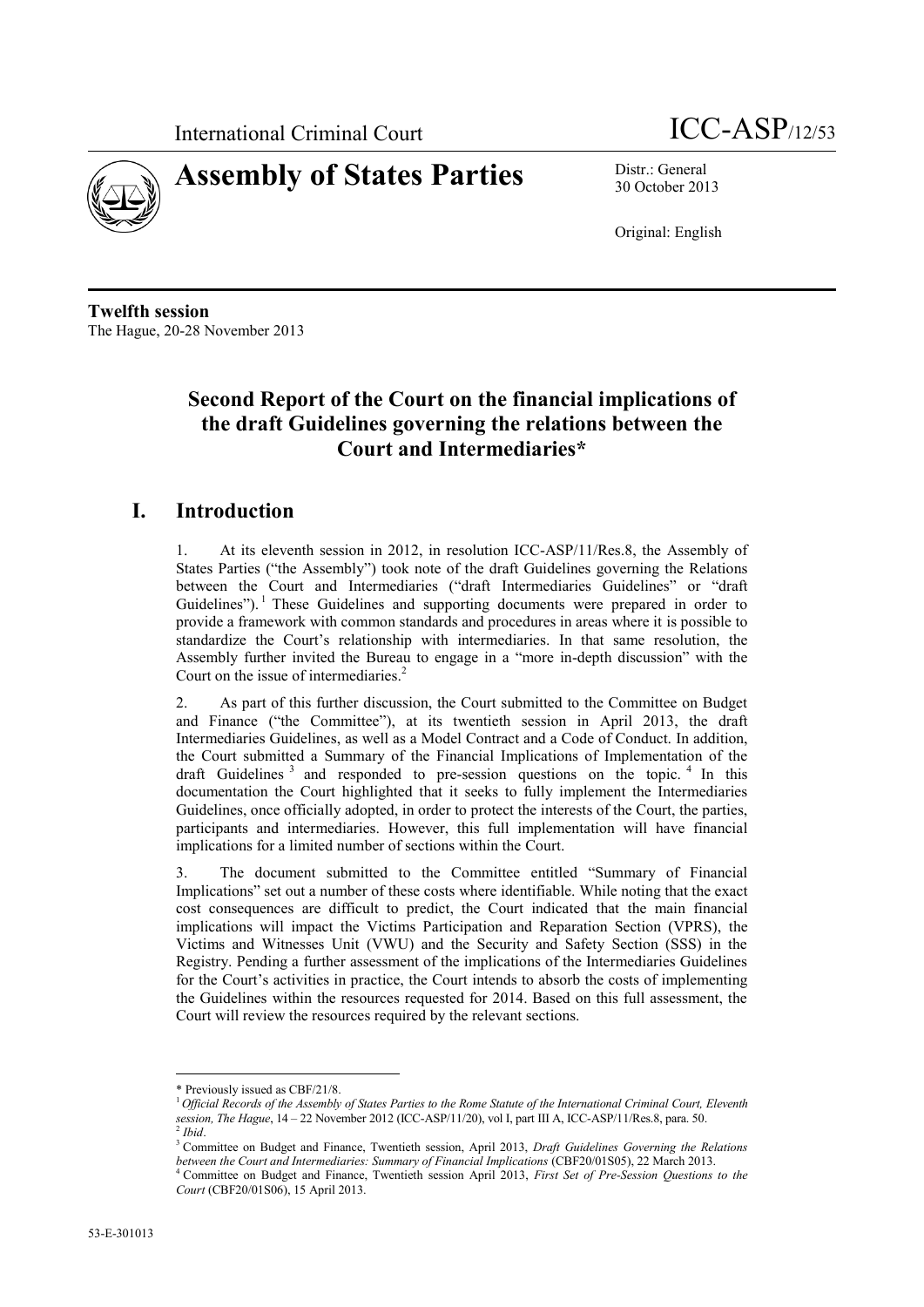International Criminal Court ICC-ASP/12/53

# Assembly of States Parties

Distr.: General
30 October 2013

Original: English

**Twelfth session**
The Hague, 20-28 November 2013

## Second Report of the Court on the financial implications of the draft Guidelines governing the relations between the Court and Intermediaries*

## I. Introduction

1. At its eleventh session in 2012, in resolution ICC-ASP/11/Res.8, the Assembly of States Parties ("the Assembly") took note of the draft Guidelines governing the Relations between the Court and Intermediaries ("draft Intermediaries Guidelines" or "draft Guidelines").[1] These Guidelines and supporting documents were prepared in order to provide a framework with common standards and procedures in areas where it is possible to standardize the Court's relationship with intermediaries. In that same resolution, the Assembly further invited the Bureau to engage in a "more in-depth discussion" with the Court on the issue of intermediaries.[2]

2. As part of this further discussion, the Court submitted to the Committee on Budget and Finance ("the Committee"), at its twentieth session in April 2013, the draft Intermediaries Guidelines, as well as a Model Contract and a Code of Conduct. In addition, the Court submitted a Summary of the Financial Implications of Implementation of the draft Guidelines[3] and responded to pre-session questions on the topic.[4] In this documentation the Court highlighted that it seeks to fully implement the Intermediaries Guidelines, once officially adopted, in order to protect the interests of the Court, the parties, participants and intermediaries. However, this full implementation will have financial implications for a limited number of sections within the Court.

3. The document submitted to the Committee entitled "Summary of Financial Implications" set out a number of these costs where identifiable. While noting that the exact cost consequences are difficult to predict, the Court indicated that the main financial implications will impact the Victims Participation and Reparation Section (VPRS), the Victims and Witnesses Unit (VWU) and the Security and Safety Section (SSS) in the Registry. Pending a further assessment of the implications of the Intermediaries Guidelines for the Court's activities in practice, the Court intends to absorb the costs of implementing the Guidelines within the resources requested for 2014. Based on this full assessment, the Court will review the resources required by the relevant sections.

---

\* Previously issued as CBF/21/8.

[1] *Official Records of the Assembly of States Parties to the Rome Statute of the International Criminal Court, Eleventh session, The Hague*, 14 – 22 November 2012 (ICC-ASP/11/20), vol I, part III A, ICC-ASP/11/Res.8, para. 50.

[2] *Ibid*.

[3] Committee on Budget and Finance, Twentieth session, April 2013, *Draft Guidelines Governing the Relations between the Court and Intermediaries: Summary of Financial Implications* (CBF20/01S05), 22 March 2013.

[4] Committee on Budget and Finance, Twentieth session April 2013, *First Set of Pre-Session Questions to the Court* (CBF20/01S06), 15 April 2013.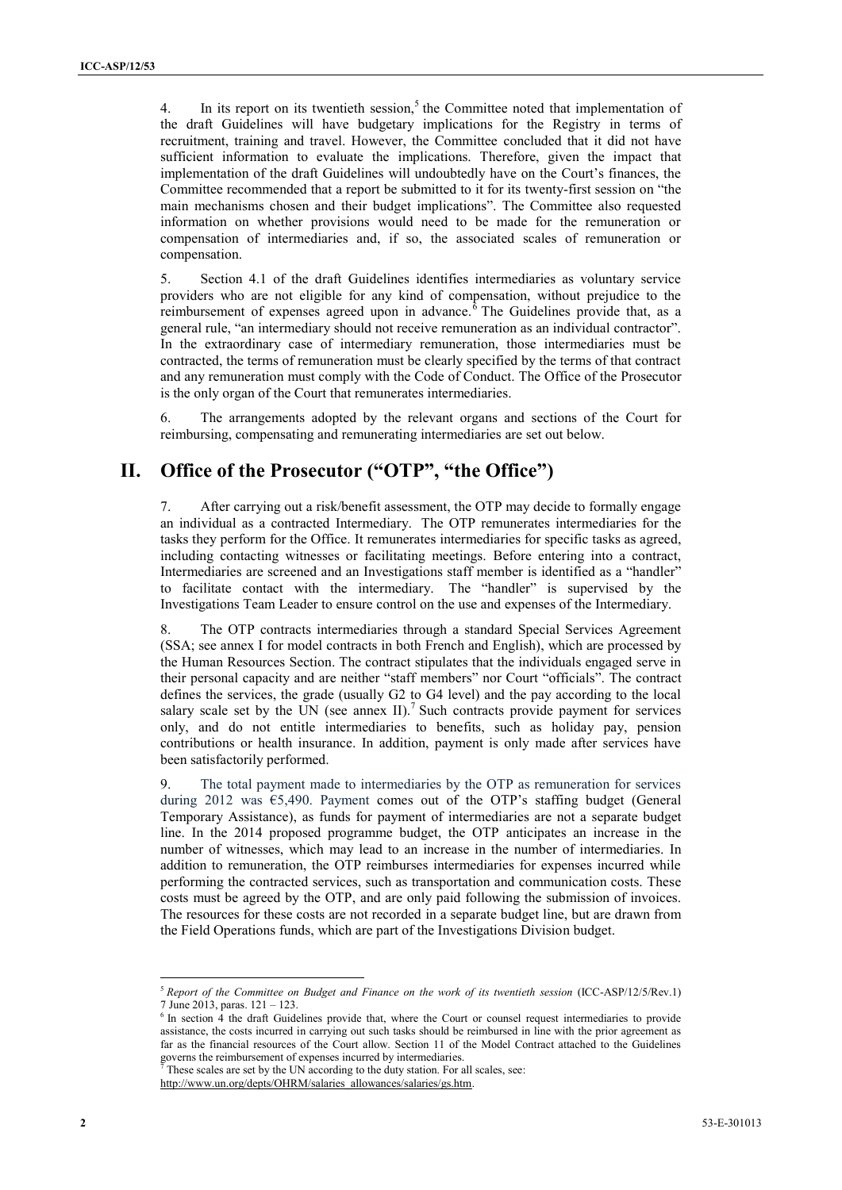4. In its report on its twentieth session,[5] the Committee noted that implementation of the draft Guidelines will have budgetary implications for the Registry in terms of recruitment, training and travel. However, the Committee concluded that it did not have sufficient information to evaluate the implications. Therefore, given the impact that implementation of the draft Guidelines will undoubtedly have on the Court's finances, the Committee recommended that a report be submitted to it for its twenty-first session on "the main mechanisms chosen and their budget implications". The Committee also requested information on whether provisions would need to be made for the remuneration or compensation of intermediaries and, if so, the associated scales of remuneration or compensation.

5. Section 4.1 of the draft Guidelines identifies intermediaries as voluntary service providers who are not eligible for any kind of compensation, without prejudice to the reimbursement of expenses agreed upon in advance.[6] The Guidelines provide that, as a general rule, "an intermediary should not receive remuneration as an individual contractor". In the extraordinary case of intermediary remuneration, those intermediaries must be contracted, the terms of remuneration must be clearly specified by the terms of that contract and any remuneration must comply with the Code of Conduct. The Office of the Prosecutor is the only organ of the Court that remunerates intermediaries.

6. The arrangements adopted by the relevant organs and sections of the Court for reimbursing, compensating and remunerating intermediaries are set out below.

## II. Office of the Prosecutor ("OTP", "the Office")

7. After carrying out a risk/benefit assessment, the OTP may decide to formally engage an individual as a contracted Intermediary. The OTP remunerates intermediaries for the tasks they perform for the Office. It remunerates intermediaries for specific tasks as agreed, including contacting witnesses or facilitating meetings. Before entering into a contract, Intermediaries are screened and an Investigations staff member is identified as a "handler" to facilitate contact with the intermediary. The "handler" is supervised by the Investigations Team Leader to ensure control on the use and expenses of the Intermediary.

8. The OTP contracts intermediaries through a standard Special Services Agreement (SSA; see annex I for model contracts in both French and English), which are processed by the Human Resources Section. The contract stipulates that the individuals engaged serve in their personal capacity and are neither "staff members" nor Court "officials". The contract defines the services, the grade (usually G2 to G4 level) and the pay according to the local salary scale set by the UN (see annex II).[7] Such contracts provide payment for services only, and do not entitle intermediaries to benefits, such as holiday pay, pension contributions or health insurance. In addition, payment is only made after services have been satisfactorily performed.

9. The total payment made to intermediaries by the OTP as remuneration for services during 2012 was €5,490. Payment comes out of the OTP's staffing budget (General Temporary Assistance), as funds for payment of intermediaries are not a separate budget line. In the 2014 proposed programme budget, the OTP anticipates an increase in the number of witnesses, which may lead to an increase in the number of intermediaries. In addition to remuneration, the OTP reimburses intermediaries for expenses incurred while performing the contracted services, such as transportation and communication costs. These costs must be agreed by the OTP, and are only paid following the submission of invoices. The resources for these costs are not recorded in a separate budget line, but are drawn from the Field Operations funds, which are part of the Investigations Division budget.

---

[5] *Report of the Committee on Budget and Finance on the work of its twentieth session* (ICC-ASP/12/5/Rev.1) 7 June 2013, paras. 121 – 123.

[6] In section 4 the draft Guidelines provide that, where the Court or counsel request intermediaries to provide assistance, the costs incurred in carrying out such tasks should be reimbursed in line with the prior agreement as far as the financial resources of the Court allow. Section 11 of the Model Contract attached to the Guidelines governs the reimbursement of expenses incurred by intermediaries.

[7] These scales are set by the UN according to the duty station. For all scales, see: http://www.un.org/depts/OHRM/salaries_allowances/salaries/gs.htm.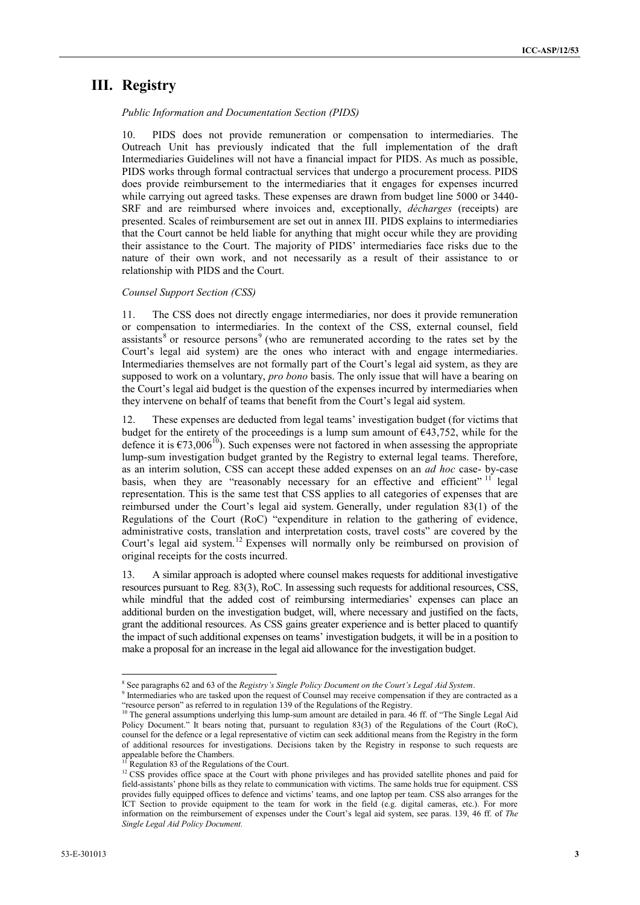# III. Registry

*Public Information and Documentation Section (PIDS)*

10. PIDS does not provide remuneration or compensation to intermediaries. The Outreach Unit has previously indicated that the full implementation of the draft Intermediaries Guidelines will not have a financial impact for PIDS. As much as possible, PIDS works through formal contractual services that undergo a procurement process. PIDS does provide reimbursement to the intermediaries that it engages for expenses incurred while carrying out agreed tasks. These expenses are drawn from budget line 5000 or 3440-SRF and are reimbursed where invoices and, exceptionally, *décharges* (receipts) are presented. Scales of reimbursement are set out in annex III. PIDS explains to intermediaries that the Court cannot be held liable for anything that might occur while they are providing their assistance to the Court. The majority of PIDS' intermediaries face risks due to the nature of their own work, and not necessarily as a result of their assistance to or relationship with PIDS and the Court.

*Counsel Support Section (CSS)*

11. The CSS does not directly engage intermediaries, nor does it provide remuneration or compensation to intermediaries. In the context of the CSS, external counsel, field assistants[8] or resource persons[9] (who are remunerated according to the rates set by the Court's legal aid system) are the ones who interact with and engage intermediaries. Intermediaries themselves are not formally part of the Court's legal aid system, as they are supposed to work on a voluntary, *pro bono* basis. The only issue that will have a bearing on the Court's legal aid budget is the question of the expenses incurred by intermediaries when they intervene on behalf of teams that benefit from the Court's legal aid system.

12. These expenses are deducted from legal teams' investigation budget (for victims that budget for the entirety of the proceedings is a lump sum amount of €43,752, while for the defence it is €73,006[10]). Such expenses were not factored in when assessing the appropriate lump-sum investigation budget granted by the Registry to external legal teams. Therefore, as an interim solution, CSS can accept these added expenses on an *ad hoc* case- by-case basis, when they are "reasonably necessary for an effective and efficient"[11] legal representation. This is the same test that CSS applies to all categories of expenses that are reimbursed under the Court's legal aid system. Generally, under regulation 83(1) of the Regulations of the Court (RoC) "expenditure in relation to the gathering of evidence, administrative costs, translation and interpretation costs, travel costs" are covered by the Court's legal aid system.[12] Expenses will normally only be reimbursed on provision of original receipts for the costs incurred.

13. A similar approach is adopted where counsel makes requests for additional investigative resources pursuant to Reg. 83(3), RoC. In assessing such requests for additional resources, CSS, while mindful that the added cost of reimbursing intermediaries' expenses can place an additional burden on the investigation budget, will, where necessary and justified on the facts, grant the additional resources. As CSS gains greater experience and is better placed to quantify the impact of such additional expenses on teams' investigation budgets, it will be in a position to make a proposal for an increase in the legal aid allowance for the investigation budget.

---

[8] See paragraphs 62 and 63 of the *Registry's Single Policy Document on the Court's Legal Aid System*.

[9] Intermediaries who are tasked upon the request of Counsel may receive compensation if they are contracted as a "resource person" as referred to in regulation 139 of the Regulations of the Registry.

[10] The general assumptions underlying this lump-sum amount are detailed in para. 46 ff. of "The Single Legal Aid Policy Document." It bears noting that, pursuant to regulation 83(3) of the Regulations of the Court (RoC), counsel for the defence or a legal representative of victim can seek additional means from the Registry in the form of additional resources for investigations. Decisions taken by the Registry in response to such requests are appealable before the Chambers.

[11] Regulation 83 of the Regulations of the Court.

[12] CSS provides office space at the Court with phone privileges and has provided satellite phones and paid for field-assistants' phone bills as they relate to communication with victims. The same holds true for equipment. CSS provides fully equipped offices to defence and victims' teams, and one laptop per team. CSS also arranges for the ICT Section to provide equipment to the team for work in the field (e.g. digital cameras, etc.). For more information on the reimbursement of expenses under the Court's legal aid system, see paras. 139, 46 ff. of *The Single Legal Aid Policy Document*.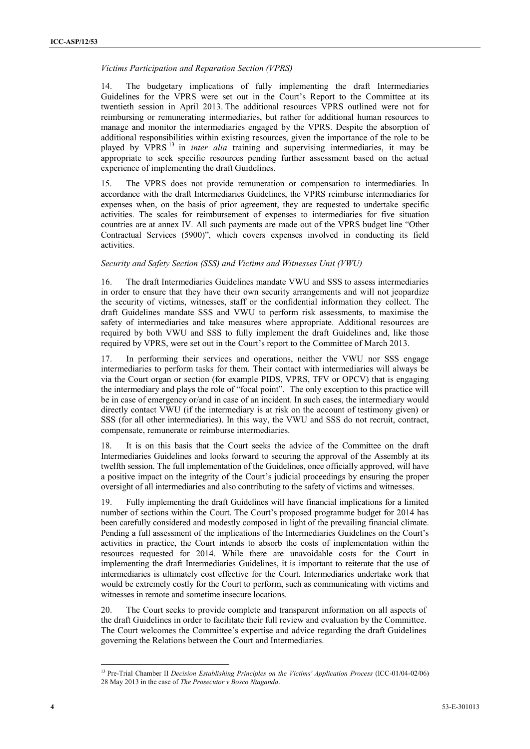*Victims Participation and Reparation Section (VPRS)*

14. The budgetary implications of fully implementing the draft Intermediaries Guidelines for the VPRS were set out in the Court's Report to the Committee at its twentieth session in April 2013. The additional resources VPRS outlined were not for reimbursing or remunerating intermediaries, but rather for additional human resources to manage and monitor the intermediaries engaged by the VPRS. Despite the absorption of additional responsibilities within existing resources, given the importance of the role to be played by VPRS [13] in *inter alia* training and supervising intermediaries, it may be appropriate to seek specific resources pending further assessment based on the actual experience of implementing the draft Guidelines.

15. The VPRS does not provide remuneration or compensation to intermediaries. In accordance with the draft Intermediaries Guidelines, the VPRS reimburse intermediaries for expenses when, on the basis of prior agreement, they are requested to undertake specific activities. The scales for reimbursement of expenses to intermediaries for five situation countries are at annex IV. All such payments are made out of the VPRS budget line "Other Contractual Services (5900)", which covers expenses involved in conducting its field activities.

*Security and Safety Section (SSS) and Victims and Witnesses Unit (VWU)*

16. The draft Intermediaries Guidelines mandate VWU and SSS to assess intermediaries in order to ensure that they have their own security arrangements and will not jeopardize the security of victims, witnesses, staff or the confidential information they collect. The draft Guidelines mandate SSS and VWU to perform risk assessments, to maximise the safety of intermediaries and take measures where appropriate. Additional resources are required by both VWU and SSS to fully implement the draft Guidelines and, like those required by VPRS, were set out in the Court's report to the Committee of March 2013.

17. In performing their services and operations, neither the VWU nor SSS engage intermediaries to perform tasks for them. Their contact with intermediaries will always be via the Court organ or section (for example PIDS, VPRS, TFV or OPCV) that is engaging the intermediary and plays the role of "focal point". The only exception to this practice will be in case of emergency or/and in case of an incident. In such cases, the intermediary would directly contact VWU (if the intermediary is at risk on the account of testimony given) or SSS (for all other intermediaries). In this way, the VWU and SSS do not recruit, contract, compensate, remunerate or reimburse intermediaries.

18. It is on this basis that the Court seeks the advice of the Committee on the draft Intermediaries Guidelines and looks forward to securing the approval of the Assembly at its twelfth session. The full implementation of the Guidelines, once officially approved, will have a positive impact on the integrity of the Court's judicial proceedings by ensuring the proper oversight of all intermediaries and also contributing to the safety of victims and witnesses.

19. Fully implementing the draft Guidelines will have financial implications for a limited number of sections within the Court. The Court's proposed programme budget for 2014 has been carefully considered and modestly composed in light of the prevailing financial climate. Pending a full assessment of the implications of the Intermediaries Guidelines on the Court's activities in practice, the Court intends to absorb the costs of implementation within the resources requested for 2014. While there are unavoidable costs for the Court in implementing the draft Intermediaries Guidelines, it is important to reiterate that the use of intermediaries is ultimately cost effective for the Court. Intermediaries undertake work that would be extremely costly for the Court to perform, such as communicating with victims and witnesses in remote and sometime insecure locations.

20. The Court seeks to provide complete and transparent information on all aspects of the draft Guidelines in order to facilitate their full review and evaluation by the Committee. The Court welcomes the Committee's expertise and advice regarding the draft Guidelines governing the Relations between the Court and Intermediaries.

---

[13] Pre-Trial Chamber II *Decision Establishing Principles on the Victims' Application Process* (ICC-01/04-02/06) 28 May 2013 in the case of *The Prosecutor v Bosco Ntaganda*.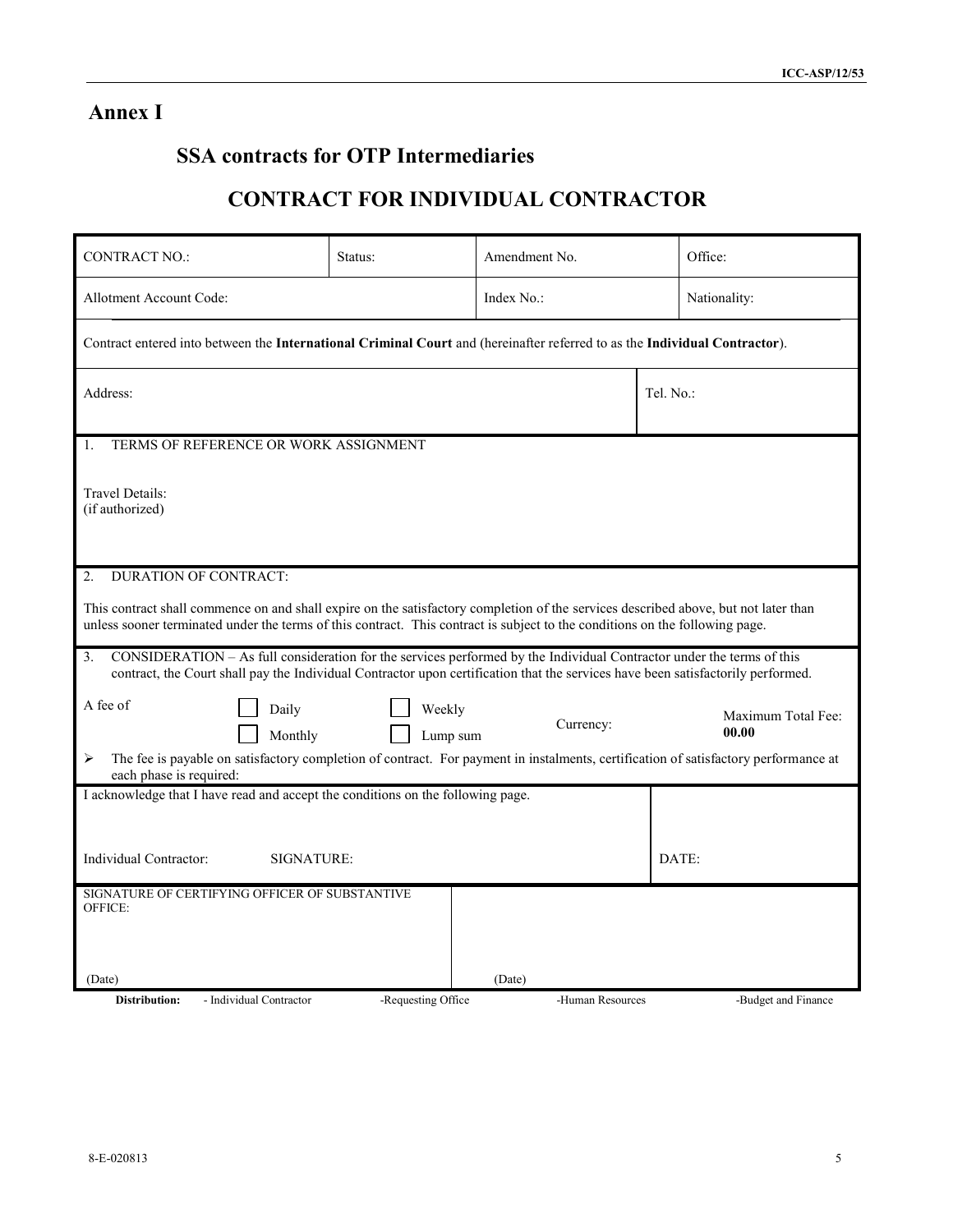# Annex I

## SSA contracts for OTP Intermediaries

## CONTRACT FOR INDIVIDUAL CONTRACTOR

| CONTRACT NO.: | Status: | Amendment No. | Office: |
|---|---|---|---|
| Allotment Account Code: | | Index No.: | Nationality: |

Contract entered into between the **International Criminal Court** and (hereinafter referred to as the **Individual Contractor**).

| Address: | Tel. No.: |
|---|---|

1. TERMS OF REFERENCE OR WORK ASSIGNMENT

Travel Details:
(if authorized)

2. DURATION OF CONTRACT:

This contract shall commence on and shall expire on the satisfactory completion of the services described above, but not later than unless sooner terminated under the terms of this contract. This contract is subject to the conditions on the following page.

3. CONSIDERATION – As full consideration for the services performed by the Individual Contractor under the terms of this contract, the Court shall pay the Individual Contractor upon certification that the services have been satisfactorily performed.

A fee of ☐ Daily ☐ Weekly ☐ Monthly ☐ Lump sum Currency: Maximum Total Fee: **00.00**

- The fee is payable on satisfactory completion of contract. For payment in instalments, certification of satisfactory performance at each phase is required:

I acknowledge that I have read and accept the conditions on the following page.

Individual Contractor: SIGNATURE: DATE:

| SIGNATURE OF CERTIFYING OFFICER OF SUBSTANTIVE OFFICE: | |
|---|---|
| (Date) | (Date) |

**Distribution:** - Individual Contractor -Requesting Office -Human Resources -Budget and Finance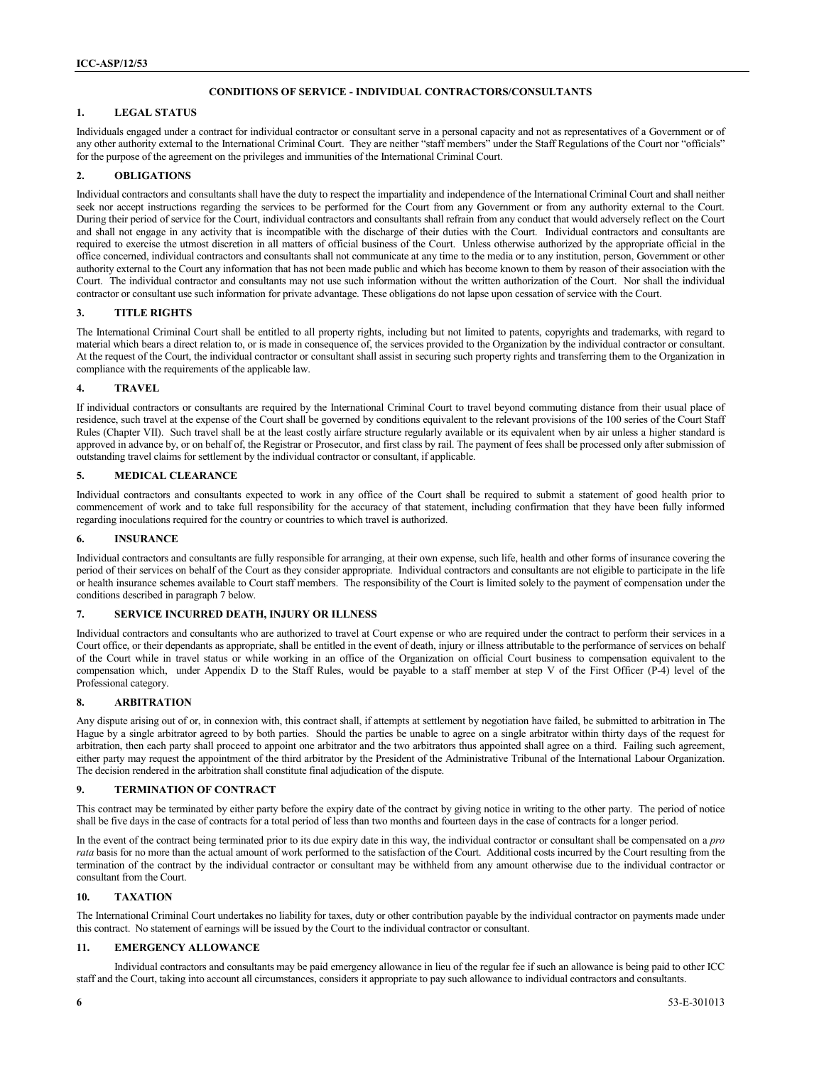**CONDITIONS OF SERVICE - INDIVIDUAL CONTRACTORS/CONSULTANTS**

## 1. LEGAL STATUS

Individuals engaged under a contract for individual contractor or consultant serve in a personal capacity and not as representatives of a Government or of any other authority external to the International Criminal Court. They are neither "staff members" under the Staff Regulations of the Court nor "officials" for the purpose of the agreement on the privileges and immunities of the International Criminal Court.

## 2. OBLIGATIONS

Individual contractors and consultants shall have the duty to respect the impartiality and independence of the International Criminal Court and shall neither seek nor accept instructions regarding the services to be performed for the Court from any Government or from any authority external to the Court. During their period of service for the Court, individual contractors and consultants shall refrain from any conduct that would adversely reflect on the Court and shall not engage in any activity that is incompatible with the discharge of their duties with the Court. Individual contractors and consultants are required to exercise the utmost discretion in all matters of official business of the Court. Unless otherwise authorized by the appropriate official in the office concerned, individual contractors and consultants shall not communicate at any time to the media or to any institution, person, Government or other authority external to the Court any information that has not been made public and which has become known to them by reason of their association with the Court. The individual contractor and consultants may not use such information without the written authorization of the Court. Nor shall the individual contractor or consultant use such information for private advantage. These obligations do not lapse upon cessation of service with the Court.

## 3. TITLE RIGHTS

The International Criminal Court shall be entitled to all property rights, including but not limited to patents, copyrights and trademarks, with regard to material which bears a direct relation to, or is made in consequence of, the services provided to the Organization by the individual contractor or consultant. At the request of the Court, the individual contractor or consultant shall assist in securing such property rights and transferring them to the Organization in compliance with the requirements of the applicable law.

## 4. TRAVEL

If individual contractors or consultants are required by the International Criminal Court to travel beyond commuting distance from their usual place of residence, such travel at the expense of the Court shall be governed by conditions equivalent to the relevant provisions of the 100 series of the Court Staff Rules (Chapter VII). Such travel shall be at the least costly airfare structure regularly available or its equivalent when by air unless a higher standard is approved in advance by, or on behalf of, the Registrar or Prosecutor, and first class by rail. The payment of fees shall be processed only after submission of outstanding travel claims for settlement by the individual contractor or consultant, if applicable.

## 5. MEDICAL CLEARANCE

Individual contractors and consultants expected to work in any office of the Court shall be required to submit a statement of good health prior to commencement of work and to take full responsibility for the accuracy of that statement, including confirmation that they have been fully informed regarding inoculations required for the country or countries to which travel is authorized.

## 6. INSURANCE

Individual contractors and consultants are fully responsible for arranging, at their own expense, such life, health and other forms of insurance covering the period of their services on behalf of the Court as they consider appropriate. Individual contractors and consultants are not eligible to participate in the life or health insurance schemes available to Court staff members. The responsibility of the Court is limited solely to the payment of compensation under the conditions described in paragraph 7 below.

## 7. SERVICE INCURRED DEATH, INJURY OR ILLNESS

Individual contractors and consultants who are authorized to travel at Court expense or who are required under the contract to perform their services in a Court office, or their dependants as appropriate, shall be entitled in the event of death, injury or illness attributable to the performance of services on behalf of the Court while in travel status or while working in an office of the Organization on official Court business to compensation equivalent to the compensation which, under Appendix D to the Staff Rules, would be payable to a staff member at step V of the First Officer (P-4) level of the Professional category.

## 8. ARBITRATION

Any dispute arising out of or, in connexion with, this contract shall, if attempts at settlement by negotiation have failed, be submitted to arbitration in The Hague by a single arbitrator agreed to by both parties. Should the parties be unable to agree on a single arbitrator within thirty days of the request for arbitration, then each party shall proceed to appoint one arbitrator and the two arbitrators thus appointed shall agree on a third. Failing such agreement, either party may request the appointment of the third arbitrator by the President of the Administrative Tribunal of the International Labour Organization. The decision rendered in the arbitration shall constitute final adjudication of the dispute.

## 9. TERMINATION OF CONTRACT

This contract may be terminated by either party before the expiry date of the contract by giving notice in writing to the other party. The period of notice shall be five days in the case of contracts for a total period of less than two months and fourteen days in the case of contracts for a longer period.

In the event of the contract being terminated prior to its due expiry date in this way, the individual contractor or consultant shall be compensated on a *pro rata* basis for no more than the actual amount of work performed to the satisfaction of the Court. Additional costs incurred by the Court resulting from the termination of the contract by the individual contractor or consultant may be withheld from any amount otherwise due to the individual contractor or consultant from the Court.

## 10. TAXATION

The International Criminal Court undertakes no liability for taxes, duty or other contribution payable by the individual contractor on payments made under this contract. No statement of earnings will be issued by the Court to the individual contractor or consultant.

## 11. EMERGENCY ALLOWANCE

Individual contractors and consultants may be paid emergency allowance in lieu of the regular fee if such an allowance is being paid to other ICC staff and the Court, taking into account all circumstances, considers it appropriate to pay such allowance to individual contractors and consultants.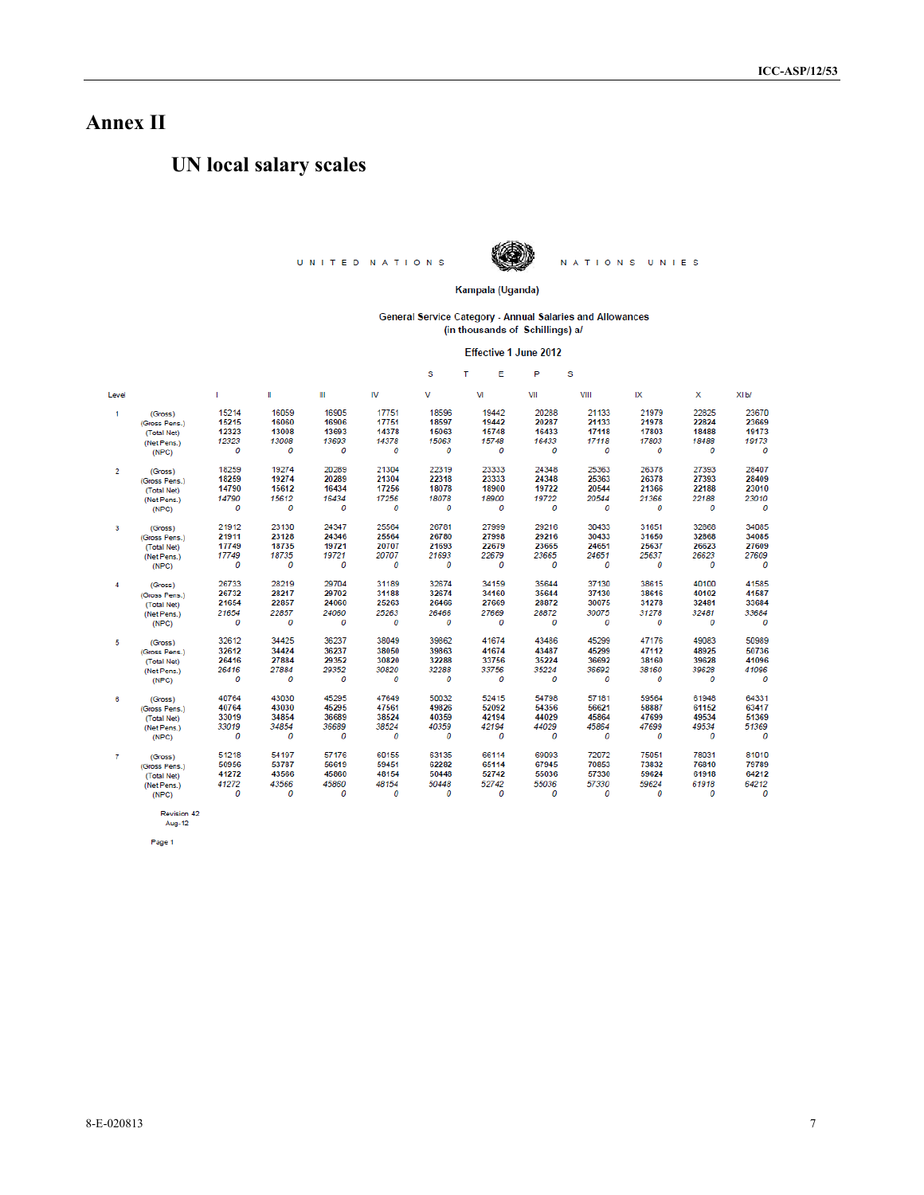# Annex II

## UN local salary scales

UNITED NATIONS NATIONS UNIES

Kampala (Uganda)

General Service Category - Annual Salaries and Allowances
(in thousands of Schillings) a/

Effective 1 June 2012

| Level | | S T E P S | | | | | | | | | | |
|---|---|---|---|---|---|---|---|---|---|---|---|---|
| | | I | II | III | IV | V | VI | VII | VIII | IX | X | XI b/ |
| 1 | (Gross) | 15214 | 16059 | 16905 | 17751 | 18596 | 19442 | 20288 | 21133 | 21979 | 22825 | 23670 |
| | (Gross Pens.) | 15215 | 16060 | 16906 | 17751 | 18597 | 19442 | 20287 | 21133 | 21978 | 22824 | 23669 |
| | (Total Net) | 12323 | 13008 | 13693 | 14378 | 15063 | 15748 | 16433 | 17118 | 17803 | 18488 | 19173 |
| | (Net Pens.) | *12323* | *13008* | *13693* | *14378* | *15063* | *15748* | *16433* | *17118* | *17803* | *18488* | *19173* |
| | (NPC) | *0* | *0* | *0* | *0* | *0* | *0* | *0* | *0* | *0* | *0* | *0* |
| 2 | (Gross) | 18259 | 19274 | 20289 | 21304 | 22319 | 23333 | 24348 | 25363 | 26378 | 27393 | 28407 |
| | (Gross Pens.) | 18259 | 19274 | 20289 | 21304 | 22318 | 23333 | 24348 | 25363 | 26378 | 27393 | 28409 |
| | (Total Net) | 14790 | 15612 | 16434 | 17256 | 18078 | 18900 | 19722 | 20544 | 21366 | 22188 | 23010 |
| | (Net Pens.) | *14790* | *15612* | *16434* | *17256* | *18078* | *18900* | *19722* | *20544* | *21366* | *22188* | *23010* |
| | (NPC) | *0* | *0* | *0* | *0* | *0* | *0* | *0* | *0* | *0* | *0* | *0* |
| 3 | (Gross) | 21912 | 23130 | 24347 | 25564 | 26781 | 27999 | 29216 | 30433 | 31651 | 32868 | 34085 |
| | (Gross Pens.) | 21911 | 23128 | 24346 | 25564 | 26780 | 27998 | 29216 | 30433 | 31650 | 32868 | 34085 |
| | (Total Net) | 17749 | 18735 | 19721 | 20707 | 21693 | 22679 | 23665 | 24651 | 25637 | 26623 | 27609 |
| | (Net Pens.) | *17749* | *18735* | *19721* | *20707* | *21693* | *22679* | *23665* | *24651* | *25637* | *26623* | *27609* |
| | (NPC) | *0* | *0* | *0* | *0* | *0* | *0* | *0* | *0* | *0* | *0* | *0* |
| 4 | (Gross) | 26733 | 28219 | 29704 | 31189 | 32674 | 34159 | 35644 | 37130 | 38615 | 40100 | 41585 |
| | (Gross Pens.) | 26732 | 28217 | 29702 | 31188 | 32674 | 34160 | 35644 | 37130 | 38616 | 40102 | 41587 |
| | (Total Net) | 21654 | 22857 | 24060 | 25263 | 26466 | 27669 | 28872 | 30075 | 31278 | 32481 | 33684 |
| | (Net Pens.) | *21654* | *22857* | *24060* | *25263* | *26466* | *27669* | *28872* | *30075* | *31278* | *32481* | *33684* |
| | (NPC) | *0* | *0* | *0* | *0* | *0* | *0* | *0* | *0* | *0* | *0* | *0* |
| 5 | (Gross) | 32612 | 34425 | 36237 | 38049 | 39862 | 41674 | 43486 | 45299 | 47176 | 49083 | 50989 |
| | (Gross Pens.) | 32612 | 34424 | 36237 | 38050 | 39863 | 41674 | 43487 | 45299 | 47112 | 48925 | 50736 |
| | (Total Net) | 26416 | 27884 | 29352 | 30820 | 32288 | 33756 | 35224 | 36692 | 38160 | 39628 | 41096 |
| | (Net Pens.) | *26416* | *27884* | *29352* | *30820* | *32288* | *33756* | *35224* | *36692* | *38160* | *39628* | *41096* |
| | (NPC) | *0* | *0* | *0* | *0* | *0* | *0* | *0* | *0* | *0* | *0* | *0* |
| 6 | (Gross) | 40764 | 43030 | 45295 | 47649 | 50032 | 52415 | 54798 | 57181 | 59564 | 61948 | 64331 |
| | (Gross Pens.) | 40764 | 43030 | 45295 | 47561 | 49826 | 52092 | 54356 | 56621 | 58887 | 61152 | 63417 |
| | (Total Net) | 33019 | 34854 | 36689 | 38524 | 40359 | 42194 | 44029 | 45864 | 47699 | 49534 | 51369 |
| | (Net Pens.) | *33019* | *34854* | *36689* | *38524* | *40359* | *42194* | *44029* | *45864* | *47699* | *49534* | *51369* |
| | (NPC) | *0* | *0* | *0* | *0* | *0* | *0* | *0* | *0* | *0* | *0* | *0* |
| 7 | (Gross) | 51218 | 54197 | 57176 | 60155 | 63135 | 66114 | 69093 | 72072 | 75051 | 78031 | 81010 |
| | (Gross Pens.) | 50956 | 53787 | 56619 | 59451 | 62282 | 65114 | 67945 | 70853 | 73832 | 76810 | 79789 |
| | (Total Net) | 41272 | 43566 | 45860 | 48154 | 50448 | 52742 | 55036 | 57330 | 59624 | 61918 | 64212 |
| | (Net Pens.) | *41272* | *43566* | *45860* | *48154* | *50448* | *52742* | *55036* | *57330* | *59624* | *61918* | *64212* |
| | (NPC) | *0* | *0* | *0* | *0* | *0* | *0* | *0* | *0* | *0* | *0* | *0* |

Revision 42
Aug-12

Page 1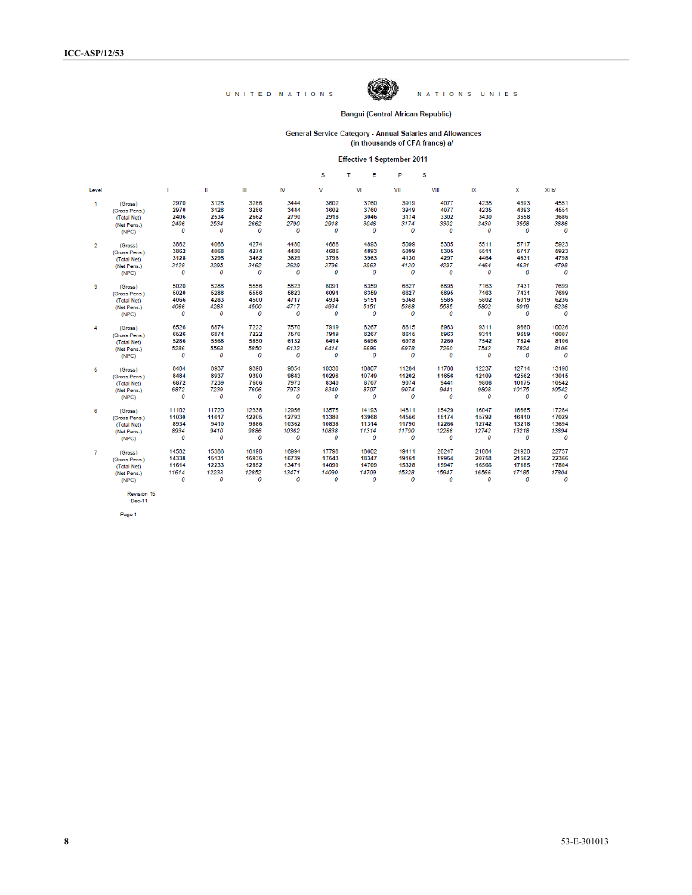UNITED NATIONS — NATIONS UNIES

Bangui (Central African Republic)

General Service Category - Annual Salaries and Allowances
(in thousands of CFA francs) a/

Effective 1 September 2011

| Level | | S T E P S | | | | | | | | | | |
|---|---|---|---|---|---|---|---|---|---|---|---|---|
| | | I | II | III | IV | V | VI | VII | VIII | IX | X | XI b/ |
| 1 | (Gross) | 2970 | 3128 | 3286 | 3444 | 3602 | 3760 | 3919 | 4077 | 4235 | 4393 | 4551 |
| | (Gross Pens.) | 2970 | 3128 | 3286 | 3444 | 3602 | 3760 | 3919 | 4077 | 4235 | 4393 | 4551 |
| | (Total Net) | 2406 | 2534 | 2662 | 2790 | 2918 | 3046 | 3174 | 3302 | 3430 | 3558 | 3686 |
| | (Net Pens.) | 2406 | 2534 | 2662 | 2790 | 2918 | 3046 | 3174 | 3302 | 3430 | 3558 | 3686 |
| | (NPC) | 0 | 0 | 0 | 0 | 0 | 0 | 0 | 0 | 0 | 0 | 0 |
| 2 | (Gross) | 3862 | 4068 | 4274 | 4480 | 4686 | 4893 | 5099 | 5305 | 5511 | 5717 | 5923 |
| | (Gross Pens.) | 3862 | 4068 | 4274 | 4480 | 4686 | 4893 | 5099 | 5305 | 5511 | 5717 | 5923 |
| | (Total Net) | 3128 | 3295 | 3462 | 3629 | 3796 | 3963 | 4130 | 4297 | 4464 | 4631 | 4798 |
| | (Net Pens.) | 3128 | 3295 | 3462 | 3629 | 3796 | 3963 | 4130 | 4297 | 4464 | 4631 | 4798 |
| | (NPC) | 0 | 0 | 0 | 0 | 0 | 0 | 0 | 0 | 0 | 0 | 0 |
| 3 | (Gross) | 5020 | 5288 | 5556 | 5823 | 6091 | 6359 | 6627 | 6895 | 7163 | 7431 | 7699 |
| | (Gross Pens.) | 5020 | 5288 | 5556 | 5823 | 6091 | 6359 | 6627 | 6895 | 7163 | 7431 | 7699 |
| | (Total Net) | 4066 | 4283 | 4500 | 4717 | 4934 | 5151 | 5368 | 5585 | 5802 | 6019 | 6236 |
| | (Net Pens.) | 4066 | 4283 | 4500 | 4717 | 4934 | 5151 | 5368 | 5585 | 5802 | 6019 | 6236 |
| | (NPC) | 0 | 0 | 0 | 0 | 0 | 0 | 0 | 0 | 0 | 0 | 0 |
| 4 | (Gross) | 6526 | 6874 | 7222 | 7570 | 7919 | 8267 | 8615 | 8963 | 9311 | 9660 | 10026 |
| | (Gross Pens.) | 6526 | 6874 | 7222 | 7570 | 7919 | 8267 | 8615 | 8963 | 9311 | 9659 | 10007 |
| | (Total Net) | 5286 | 5568 | 5850 | 6132 | 6414 | 6696 | 6978 | 7260 | 7542 | 7824 | 8106 |
| | (Net Pens.) | 5286 | 5568 | 5850 | 6132 | 6414 | 6696 | 6978 | 7260 | 7542 | 7824 | 8106 |
| | (NPC) | 0 | 0 | 0 | 0 | 0 | 0 | 0 | 0 | 0 | 0 | 0 |
| 5 | (Gross) | 8484 | 8937 | 9390 | 9854 | 10330 | 10807 | 11284 | 11760 | 12237 | 12714 | 13190 |
| | (Gross Pens.) | 8484 | 8937 | 9390 | 9843 | 10296 | 10749 | 11202 | 11656 | 12109 | 12562 | 13015 |
| | (Total Net) | 6872 | 7239 | 7606 | 7973 | 8340 | 8707 | 9074 | 9441 | 9808 | 10175 | 10542 |
| | (Net Pens.) | 6872 | 7239 | 7606 | 7973 | 8340 | 8707 | 9074 | 9441 | 9808 | 10175 | 10542 |
| | (NPC) | 0 | 0 | 0 | 0 | 0 | 0 | 0 | 0 | 0 | 0 | 0 |
| 6 | (Gross) | 11102 | 11720 | 12338 | 12956 | 13575 | 14193 | 14811 | 15429 | 16047 | 16665 | 17284 |
| | (Gross Pens.) | 11030 | 11617 | 12205 | 12793 | 13380 | 13968 | 14556 | 15174 | 15792 | 16410 | 17029 |
| | (Total Net) | 8934 | 9410 | 9886 | 10362 | 10838 | 11314 | 11790 | 12266 | 12742 | 13218 | 13694 |
| | (Net Pens.) | 8934 | 9410 | 9886 | 10362 | 10838 | 11314 | 11790 | 12266 | 12742 | 13218 | 13694 |
| | (NPC) | 0 | 0 | 0 | 0 | 0 | 0 | 0 | 0 | 0 | 0 | 0 |
| 7 | (Gross) | 14582 | 15386 | 16190 | 16994 | 17798 | 18602 | 19411 | 20247 | 21084 | 21920 | 22757 |
| | (Gross Pens.) | 14338 | 15131 | 15935 | 16739 | 17543 | 18347 | 19151 | 19954 | 20758 | 21562 | 22366 |
| | (Total Net) | 11614 | 12233 | 12852 | 13471 | 14090 | 14709 | 15328 | 15947 | 16566 | 17185 | 17804 |
| | (Net Pens.) | 11614 | 12233 | 12852 | 13471 | 14090 | 14709 | 15328 | 15947 | 16566 | 17185 | 17804 |
| | (NPC) | 0 | 0 | 0 | 0 | 0 | 0 | 0 | 0 | 0 | 0 | 0 |

Revision 15
Dec-11

Page 1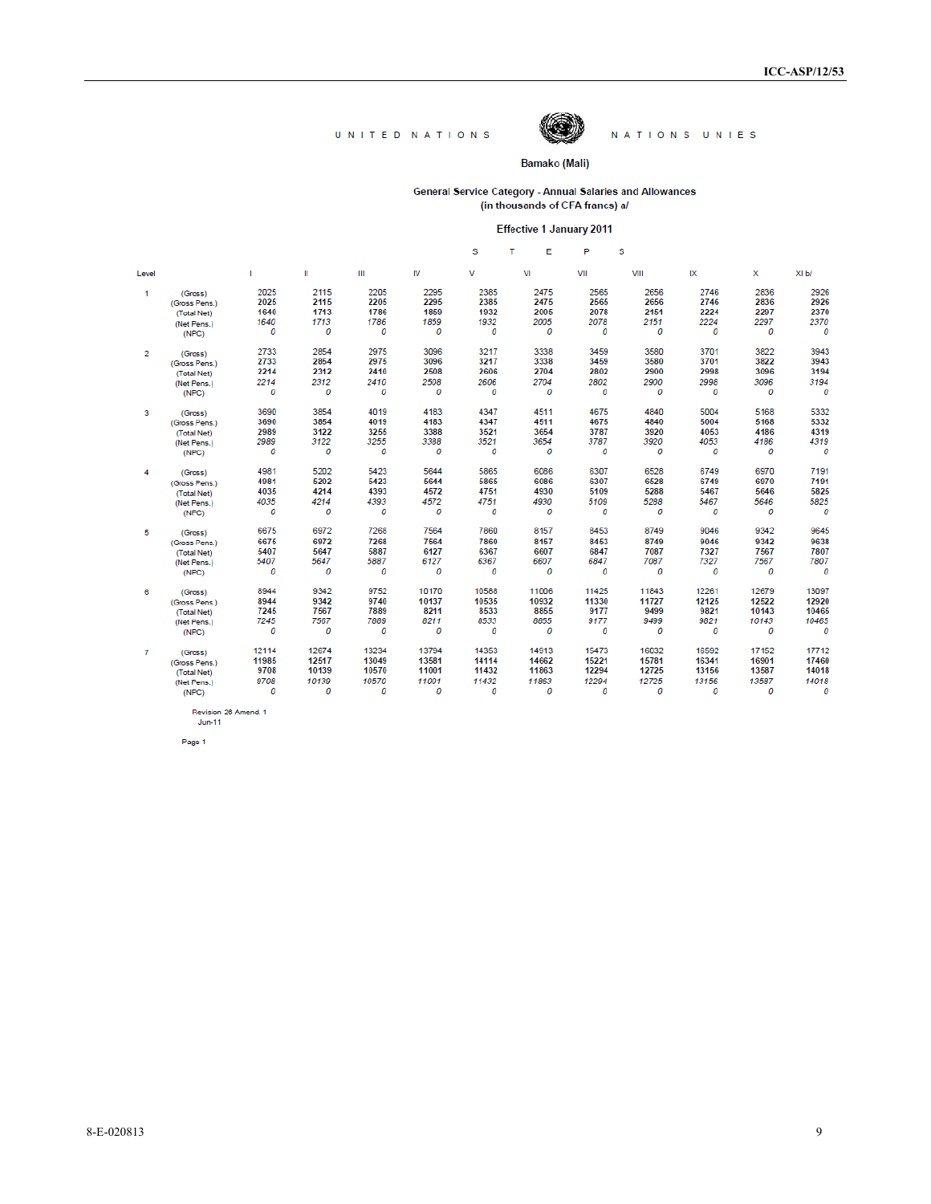UNITED NATIONS NATIONS UNIES

**Bamako (Mali)**

**General Service Category - Annual Salaries and Allowances**
**(in thousands of CFA francs) a/**

**Effective 1 January 2011**

| Level | | I | II | III | IV | V | VI | VII | VIII | IX | X | XI b/ |
|---|---|---|---|---|---|---|---|---|---|---|---|---|
| | | | | | | | **STEPS** | | | | | |
| 1 | (Gross) | 2025 | 2115 | 2205 | 2295 | 2385 | 2475 | 2565 | 2656 | 2746 | 2836 | 2926 |
| | (Gross Pens.) | 2025 | 2115 | 2205 | 2295 | 2385 | 2475 | 2565 | 2656 | 2746 | 2836 | 2926 |
| | (Total Net) | 1640 | 1713 | 1786 | 1859 | 1932 | 2005 | 2078 | 2151 | 2224 | 2297 | 2370 |
| | (Net Pens.) | 1640 | 1713 | 1786 | 1859 | 1932 | 2005 | 2078 | 2151 | 2224 | 2297 | 2370 |
| | (NPC) | 0 | 0 | 0 | 0 | 0 | 0 | 0 | 0 | 0 | 0 | 0 |
| 2 | (Gross) | 2733 | 2854 | 2975 | 3096 | 3217 | 3338 | 3459 | 3580 | 3701 | 3822 | 3943 |
| | (Gross Pens.) | 2733 | 2854 | 2975 | 3096 | 3217 | 3338 | 3459 | 3580 | 3701 | 3822 | 3943 |
| | (Total Net) | 2214 | 2312 | 2410 | 2508 | 2606 | 2704 | 2802 | 2900 | 2998 | 3096 | 3194 |
| | (Net Pens.) | 2214 | 2312 | 2410 | 2508 | 2606 | 2704 | 2802 | 2900 | 2998 | 3096 | 3194 |
| | (NPC) | 0 | 0 | 0 | 0 | 0 | 0 | 0 | 0 | 0 | 0 | 0 |
| 3 | (Gross) | 3690 | 3854 | 4019 | 4183 | 4347 | 4511 | 4675 | 4840 | 5004 | 5168 | 5332 |
| | (Gross Pens.) | 3690 | 3854 | 4019 | 4183 | 4347 | 4511 | 4675 | 4840 | 5004 | 5168 | 5332 |
| | (Total Net) | 2989 | 3122 | 3255 | 3388 | 3521 | 3654 | 3787 | 3920 | 4053 | 4186 | 4319 |
| | (Net Pens.) | 2989 | 3122 | 3255 | 3388 | 3521 | 3654 | 3787 | 3920 | 4053 | 4186 | 4319 |
| | (NPC) | 0 | 0 | 0 | 0 | 0 | 0 | 0 | 0 | 0 | 0 | 0 |
| 4 | (Gross) | 4981 | 5202 | 5423 | 5644 | 5865 | 6086 | 6307 | 6528 | 6749 | 6970 | 7191 |
| | (Gross Pens.) | 4981 | 5202 | 5423 | 5644 | 5865 | 6086 | 6307 | 6528 | 6749 | 6970 | 7191 |
| | (Total Net) | 4035 | 4214 | 4393 | 4572 | 4751 | 4930 | 5109 | 5288 | 5467 | 5646 | 5825 |
| | (Net Pens.) | 4035 | 4214 | 4393 | 4572 | 4751 | 4930 | 5109 | 5288 | 5467 | 5646 | 5825 |
| | (NPC) | 0 | 0 | 0 | 0 | 0 | 0 | 0 | 0 | 0 | 0 | 0 |
| 5 | (Gross) | 6675 | 6972 | 7268 | 7564 | 7860 | 8157 | 8453 | 8749 | 9046 | 9342 | 9645 |
| | (Gross Pens.) | 6675 | 6972 | 7268 | 7564 | 7860 | 8157 | 8453 | 8749 | 9046 | 9342 | 9638 |
| | (Total Net) | 5407 | 5647 | 5887 | 6127 | 6367 | 6607 | 6847 | 7087 | 7327 | 7567 | 7807 |
| | (Net Pens.) | 5407 | 5647 | 5887 | 6127 | 6367 | 6607 | 6847 | 7087 | 7327 | 7567 | 7807 |
| | (NPC) | 0 | 0 | 0 | 0 | 0 | 0 | 0 | 0 | 0 | 0 | 0 |
| 6 | (Gross) | 8944 | 9342 | 9752 | 10170 | 10588 | 11006 | 11425 | 11843 | 12261 | 12679 | 13097 |
| | (Gross Pens.) | 8944 | 9342 | 9740 | 10137 | 10535 | 10932 | 11330 | 11727 | 12125 | 12522 | 12920 |
| | (Total Net) | 7245 | 7567 | 7889 | 8211 | 8533 | 8855 | 9177 | 9499 | 9821 | 10143 | 10465 |
| | (Net Pens.) | 7245 | 7567 | 7889 | 8211 | 8533 | 8855 | 9177 | 9499 | 9821 | 10143 | 10465 |
| | (NPC) | 0 | 0 | 0 | 0 | 0 | 0 | 0 | 0 | 0 | 0 | 0 |
| 7 | (Gross) | 12114 | 12674 | 13234 | 13794 | 14353 | 14913 | 15473 | 16032 | 16592 | 17152 | 17712 |
| | (Gross Pens.) | 11985 | 12517 | 13049 | 13581 | 14114 | 14662 | 15221 | 15781 | 16341 | 16901 | 17460 |
| | (Total Net) | 9708 | 10139 | 10570 | 11001 | 11432 | 11863 | 12294 | 12725 | 13156 | 13587 | 14018 |
| | (Net Pens.) | 9708 | 10139 | 10570 | 11001 | 11432 | 11863 | 12294 | 12725 | 13156 | 13587 | 14018 |
| | (NPC) | 0 | 0 | 0 | 0 | 0 | 0 | 0 | 0 | 0 | 0 | 0 |

Revision 28 Amend. 1
Jun-11

Page 1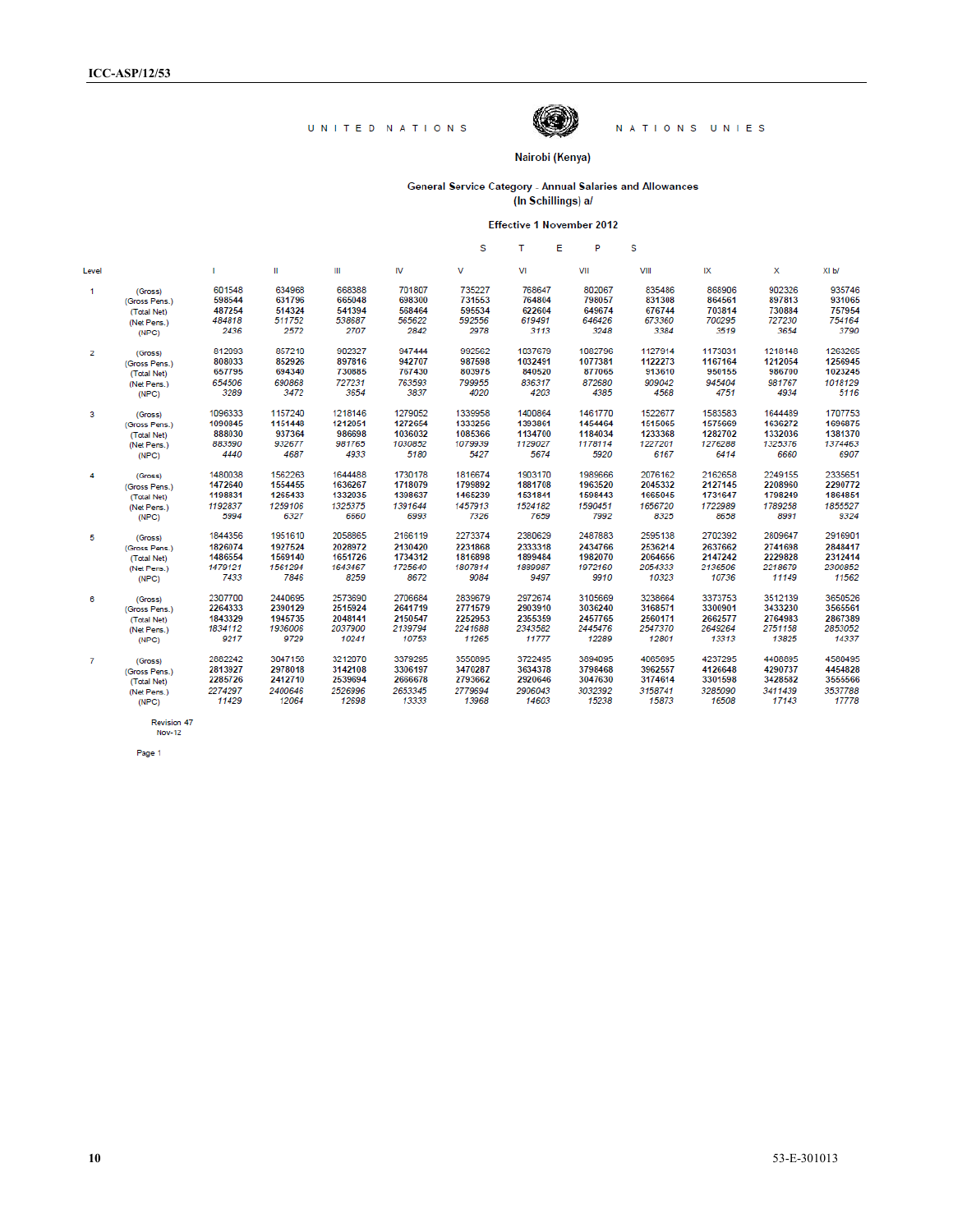UNITED NATIONS — NATIONS UNIES

**Nairobi (Kenya)**

**General Service Category - Annual Salaries and Allowances**
**(In Schillings) a/**

**Effective 1 November 2012**

| Level | | S T E P S | | | | | | | | | | |
|---|---|---|---|---|---|---|---|---|---|---|---|---|
| | | I | II | III | IV | V | VI | VII | VIII | IX | X | XI b/ |
| 1 | (Gross) | 601548 | 634968 | 668388 | 701807 | 735227 | 768647 | 802067 | 835486 | 868906 | 902326 | 935746 |
| | (Gross Pens.) | 598544 | 631796 | 665048 | 698300 | 731553 | 764804 | 798057 | 831308 | 864561 | 897813 | 931065 |
| | (Total Net) | 487254 | 514324 | 541394 | 568464 | 595534 | 622604 | 649674 | 676744 | 703814 | 730884 | 757954 |
| | (Net Pens.) | 484818 | 511752 | 538687 | 565622 | 592556 | 619491 | 646426 | 673360 | 700295 | 727230 | 754164 |
| | (NPC) | 2436 | 2572 | 2707 | 2842 | 2978 | 3113 | 3248 | 3384 | 3519 | 3654 | 3790 |
| 2 | (Gross) | 812093 | 857210 | 902327 | 947444 | 992562 | 1037679 | 1082796 | 1127914 | 1173031 | 1218148 | 1263265 |
| | (Gross Pens.) | 808033 | 852926 | 897816 | 942707 | 987598 | 1032491 | 1077381 | 1122273 | 1167164 | 1212054 | 1256945 |
| | (Total Net) | 657795 | 694340 | 730885 | 767430 | 803975 | 840520 | 877065 | 913610 | 950155 | 986700 | 1023245 |
| | (Net Pens.) | 654506 | 690868 | 727231 | 763593 | 799955 | 836317 | 872680 | 909042 | 945404 | 981767 | 1018129 |
| | (NPC) | 3289 | 3472 | 3654 | 3837 | 4020 | 4203 | 4385 | 4568 | 4751 | 4934 | 5116 |
| 3 | (Gross) | 1096333 | 1157240 | 1218146 | 1279052 | 1339958 | 1400864 | 1461770 | 1522677 | 1583583 | 1644489 | 1707753 |
| | (Gross Pens.) | 1090845 | 1151448 | 1212051 | 1272654 | 1333256 | 1393861 | 1454464 | 1515065 | 1575669 | 1636272 | 1696875 |
| | (Total Net) | 888030 | 937364 | 986698 | 1036032 | 1085366 | 1134700 | 1184034 | 1233368 | 1282702 | 1332036 | 1381370 |
| | (Net Pens.) | 883590 | 932677 | 981765 | 1030852 | 1079939 | 1129027 | 1178114 | 1227201 | 1276288 | 1325376 | 1374463 |
| | (NPC) | 4440 | 4687 | 4933 | 5180 | 5427 | 5674 | 5920 | 6167 | 6414 | 6660 | 6907 |
| 4 | (Gross) | 1480038 | 1562263 | 1644488 | 1730178 | 1816674 | 1903170 | 1989666 | 2076162 | 2162658 | 2249155 | 2335651 |
| | (Gross Pens.) | 1472640 | 1554455 | 1636267 | 1718079 | 1799892 | 1881708 | 1963520 | 2045332 | 2127145 | 2208960 | 2290772 |
| | (Total Net) | 1198831 | 1265433 | 1332035 | 1398637 | 1465239 | 1531841 | 1598443 | 1665045 | 1731647 | 1798249 | 1864851 |
| | (Net Pens.) | 1192837 | 1259106 | 1325375 | 1391644 | 1457913 | 1524182 | 1590451 | 1656720 | 1722989 | 1789258 | 1855527 |
| | (NPC) | 5994 | 6327 | 6660 | 6993 | 7326 | 7659 | 7992 | 8325 | 8658 | 8991 | 9324 |
| 5 | (Gross) | 1844356 | 1951610 | 2058865 | 2166119 | 2273374 | 2380629 | 2487883 | 2595138 | 2702392 | 2809647 | 2916901 |
| | (Gross Pens.) | 1826074 | 1927524 | 2028972 | 2130420 | 2231868 | 2333318 | 2434766 | 2536214 | 2637662 | 2741698 | 2848417 |
| | (Total Net) | 1486554 | 1569140 | 1651726 | 1734312 | 1816898 | 1899484 | 1982070 | 2064656 | 2147242 | 2229828 | 2312414 |
| | (Net Pens.) | 1479121 | 1561294 | 1643467 | 1725640 | 1807814 | 1889987 | 1972160 | 2054333 | 2136506 | 2218679 | 2300852 |
| | (NPC) | 7433 | 7846 | 8259 | 8672 | 9084 | 9497 | 9910 | 10323 | 10736 | 11149 | 11562 |
| 6 | (Gross) | 2307700 | 2440695 | 2573690 | 2706684 | 2839679 | 2972674 | 3105669 | 3238664 | 3373753 | 3512139 | 3650526 |
| | (Gross Pens.) | 2264333 | 2390129 | 2515924 | 2641719 | 2771579 | 2903910 | 3036240 | 3168571 | 3300901 | 3433230 | 3565561 |
| | (Total Net) | 1843329 | 1945735 | 2048141 | 2150547 | 2252953 | 2355359 | 2457765 | 2560171 | 2662577 | 2764983 | 2867389 |
| | (Net Pens.) | 1834112 | 1936006 | 2037900 | 2139794 | 2241688 | 2343582 | 2445476 | 2547370 | 2649264 | 2751158 | 2853052 |
| | (NPC) | 9217 | 9729 | 10241 | 10753 | 11265 | 11777 | 12289 | 12801 | 13313 | 13825 | 14337 |
| 7 | (Gross) | 2882242 | 3047156 | 3212070 | 3379295 | 3550895 | 3722495 | 3894095 | 4065695 | 4237295 | 4408895 | 4580495 |
| | (Gross Pens.) | 2813927 | 2978018 | 3142108 | 3306197 | 3470287 | 3634378 | 3798468 | 3962557 | 4126648 | 4290737 | 4454828 |
| | (Total Net) | 2285726 | 2412710 | 2539694 | 2666678 | 2793662 | 2920646 | 3047630 | 3174614 | 3301598 | 3428582 | 3555566 |
| | (Net Pens.) | 2274297 | 2400646 | 2526996 | 2653345 | 2779694 | 2906043 | 3032392 | 3158741 | 3285090 | 3411439 | 3537788 |
| | (NPC) | 11429 | 12064 | 12698 | 13333 | 13968 | 14603 | 15238 | 15873 | 16508 | 17143 | 17778 |

Revision 47
Nov-12

Page 1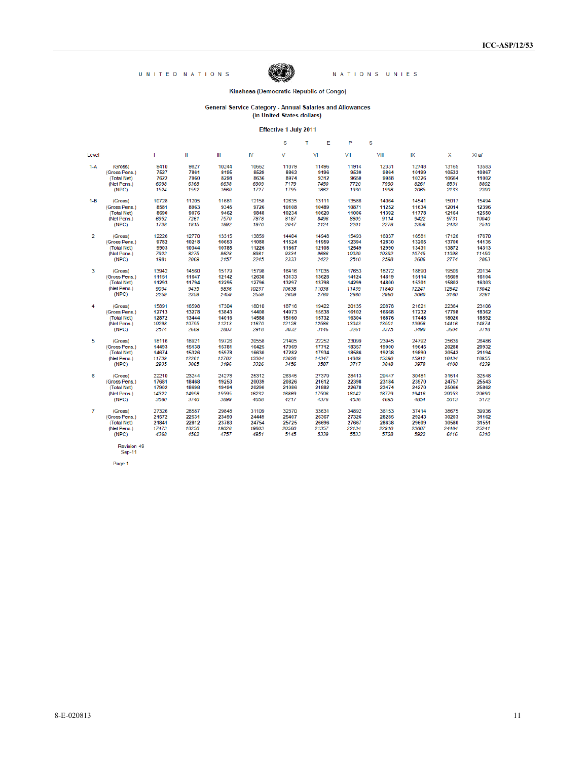UNITED NATIONS — NATIONS UNIES

Kinshasa (Democratic Republic of Congo)

General Service Category - Annual Salaries and Allowances
(in United States dollars)

Effective 1 July 2011

| Level | | S T E P S | | | | | | | | | | |
|---|---|---|---|---|---|---|---|---|---|---|---|---|
| | | I | II | III | IV | V | VI | VII | VIII | IX | X | XI a/ |
| 1-A | (Gross) | 9410 | 9827 | 10244 | 10662 | 11079 | 11496 | 11914 | 12331 | 12748 | 13165 | 13583 |
| | (Gross Pens.) | 7527 | 7861 | 8195 | 8529 | 8863 | 9196 | 9530 | 9864 | 10199 | 10533 | 10867 |
| | (Total Net) | 7622 | 7960 | 8298 | 8636 | 8974 | 9312 | 9650 | 9988 | 10326 | 10664 | 11002 |
| | (Net Pens.) | 6098 | 6368 | 6638 | 6909 | 7179 | 7450 | 7720 | 7990 | 8261 | 8531 | 8802 |
| | (NPC) | 1524 | 1592 | 1660 | 1727 | 1795 | 1862 | 1930 | 1998 | 2065 | 2133 | 2200 |
| 1-B | (Gross) | 10728 | 11205 | 11681 | 12158 | 12635 | 13111 | 13588 | 14064 | 14541 | 15017 | 15494 |
| | (Gross Pens.) | 8581 | 8963 | 9345 | 9726 | 10108 | 10489 | 10871 | 11252 | 11634 | 12014 | 12396 |
| | (Total Net) | 8690 | 9076 | 9462 | 9848 | 10234 | 10620 | 11006 | 11392 | 11778 | 12164 | 12550 |
| | (Net Pens.) | 6952 | 7261 | 7570 | 7878 | 8187 | 8496 | 8805 | 9114 | 9422 | 9731 | 10040 |
| | (NPC) | 1738 | 1815 | 1892 | 1970 | 2047 | 2124 | 2201 | 2278 | 2356 | 2433 | 2510 |
| 2 | (Gross) | 12226 | 12770 | 13315 | 13859 | 14404 | 14948 | 15493 | 16037 | 16581 | 17126 | 17670 |
| | (Gross Pens.) | 9782 | 10218 | 10653 | 11088 | 11524 | 11959 | 12394 | 12830 | 13265 | 13700 | 14135 |
| | (Total Net) | 9903 | 10344 | 10785 | 11226 | 11667 | 12108 | 12549 | 12990 | 13431 | 13872 | 14313 |
| | (Net Pens.) | 7922 | 8275 | 8628 | 8981 | 9334 | 9686 | 10039 | 10392 | 10745 | 11098 | 11450 |
| | (NPC) | 1981 | 2069 | 2157 | 2245 | 2333 | 2422 | 2510 | 2598 | 2686 | 2774 | 2863 |
| 3 | (Gross) | 13942 | 14560 | 15179 | 15798 | 16416 | 17035 | 17653 | 18272 | 18890 | 19509 | 20134 |
| | (Gross Pens.) | 11151 | 11647 | 12142 | 12638 | 13133 | 13628 | 14124 | 14619 | 15114 | 15609 | 16104 |
| | (Total Net) | 11293 | 11794 | 12295 | 12796 | 13297 | 13798 | 14299 | 14800 | 15301 | 15802 | 16303 |
| | (Net Pens.) | 9034 | 9435 | 9836 | 10237 | 10638 | 11038 | 11439 | 11840 | 12241 | 12642 | 13042 |
| | (NPC) | 2259 | 2359 | 2459 | 2559 | 2659 | 2760 | 2860 | 2960 | 3060 | 3160 | 3261 |
| 4 | (Gross) | 15891 | 16598 | 17304 | 18010 | 18716 | 19422 | 20135 | 20878 | 21621 | 22364 | 23106 |
| | (Gross Pens.) | 12713 | 13278 | 13843 | 14408 | 14973 | 15538 | 16102 | 16668 | 17232 | 17798 | 18362 |
| | (Total Net) | 12872 | 13444 | 14016 | 14588 | 15160 | 15732 | 16304 | 16876 | 17448 | 18020 | 18592 |
| | (Net Pens.) | 10298 | 10755 | 11213 | 11670 | 12128 | 12586 | 13043 | 13501 | 13958 | 14416 | 14874 |
| | (NPC) | 2574 | 2689 | 2803 | 2918 | 3032 | 3146 | 3261 | 3375 | 3490 | 3604 | 3718 |
| 5 | (Gross) | 18116 | 18921 | 19726 | 20558 | 21405 | 22252 | 23099 | 23945 | 24792 | 25639 | 26486 |
| | (Gross Pens.) | 14493 | 15138 | 15781 | 16425 | 17069 | 17712 | 18357 | 19000 | 19645 | 20288 | 20932 |
| | (Total Net) | 14674 | 15326 | 15978 | 16630 | 17282 | 17934 | 18586 | 19238 | 19890 | 20542 | 21194 |
| | (Net Pens.) | 11739 | 12261 | 12782 | 13304 | 13826 | 14347 | 14869 | 15390 | 15912 | 16434 | 16955 |
| | (NPC) | 2935 | 3065 | 3196 | 3326 | 3456 | 3587 | 3717 | 3848 | 3978 | 4108 | 4239 |
| 6 | (Gross) | 22210 | 23244 | 24278 | 25312 | 26345 | 27379 | 28413 | 29447 | 30481 | 31514 | 32548 |
| | (Gross Pens.) | 17681 | 18468 | 19253 | 20039 | 20826 | 21612 | 22398 | 23184 | 23970 | 24757 | 25543 |
| | (Total Net) | 17902 | 18698 | 19494 | 20290 | 21086 | 21882 | 22678 | 23474 | 24270 | 25066 | 25862 |
| | (Net Pens.) | 14322 | 14958 | 15595 | 16232 | 16869 | 17506 | 18142 | 18779 | 19416 | 20053 | 20690 |
| | (NPC) | 3580 | 3740 | 3899 | 4058 | 4217 | 4376 | 4536 | 4695 | 4854 | 5013 | 5172 |
| 7 | (Gross) | 27326 | 28587 | 29848 | 31109 | 32370 | 33631 | 34892 | 36153 | 37414 | 38675 | 39936 |
| | (Gross Pens.) | 21572 | 22531 | 23490 | 24449 | 25407 | 26367 | 27326 | 28285 | 29243 | 30203 | 31162 |
| | (Total Net) | 21841 | 22812 | 23783 | 24754 | 25725 | 26696 | 27667 | 28638 | 29609 | 30580 | 31551 |
| | (Net Pens.) | 17473 | 18250 | 19026 | 19803 | 20580 | 21357 | 22134 | 22910 | 23687 | 24464 | 25241 |
| | (NPC) | 4368 | 4562 | 4757 | 4951 | 5145 | 5339 | 5533 | 5728 | 5922 | 6116 | 6310 |

Revision 49
Sep-11

Page 1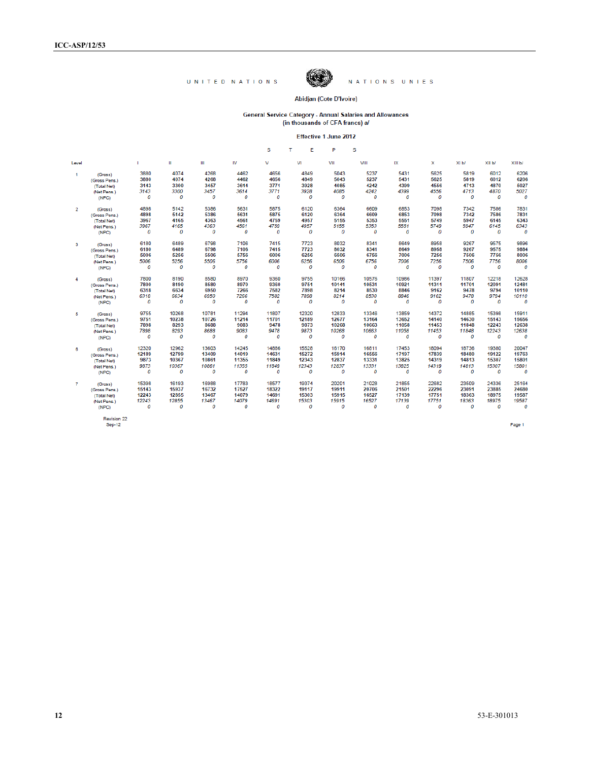UNITED NATIONS NATIONS UNIES

Abidjan (Cote D'Ivoire)

General Service Category - Annual Salaries and Allowances
(in thousands of CFA francs) a/

Effective 1 June 2012

| Level | | STEPS | | | | | | | | | | | | |
|---|---|---|---|---|---|---|---|---|---|---|---|---|---|---|
| | | I | II | III | IV | V | VI | VII | VIII | IX | X | XI b/ | XII b/ | XIII b/ |
| 1 | (Gross) | 3880 | 4074 | 4268 | 4462 | 4656 | 4849 | 5043 | 5237 | 5431 | 5625 | 5819 | 6012 | 6206 |
| | (Gross Pens.) | 3880 | 4074 | 4268 | 4462 | 4656 | 4849 | 5043 | 5237 | 5431 | 5625 | 5819 | 6012 | 6206 |
| | (Total Net) | 3143 | 3300 | 3457 | 3614 | 3771 | 3928 | 4085 | 4242 | 4399 | 4556 | 4713 | 4870 | 5027 |
| | (Net Pens.) | 3143 | 3300 | 3457 | 3614 | 3771 | 3928 | 4085 | 4242 | 4399 | 4556 | 4713 | 4870 | 5027 |
| | (NPC) | 0 | 0 | 0 | 0 | 0 | 0 | 0 | 0 | 0 | 0 | 0 | 0 | 0 |
| 2 | (Gross) | 4898 | 5142 | 5386 | 5631 | 5875 | 6120 | 6364 | 6609 | 6853 | 7098 | 7342 | 7586 | 7831 |
| | (Gross Pens.) | 4898 | 5142 | 5386 | 5631 | 5875 | 6120 | 6364 | 6609 | 6853 | 7098 | 7342 | 7586 | 7831 |
| | (Total Net) | 3967 | 4165 | 4363 | 4561 | 4759 | 4957 | 5155 | 5353 | 5551 | 5749 | 5947 | 6145 | 6343 |
| | (Net Pens.) | 3967 | 4165 | 4363 | 4561 | 4759 | 4957 | 5155 | 5353 | 5551 | 5749 | 5947 | 6145 | 6343 |
| | (NPC) | 0 | 0 | 0 | 0 | 0 | 0 | 0 | 0 | 0 | 0 | 0 | 0 | 0 |
| 3 | (Gross) | 6180 | 6489 | 6798 | 7106 | 7415 | 7723 | 8032 | 8341 | 8649 | 8958 | 9267 | 9575 | 9896 |
| | (Gross Pens.) | 6180 | 6489 | 6798 | 7106 | 7415 | 7723 | 8032 | 8341 | 8649 | 8958 | 9267 | 9575 | 9884 |
| | (Total Net) | 5006 | 5256 | 5506 | 5756 | 6006 | 6256 | 6506 | 6756 | 7006 | 7256 | 7506 | 7756 | 8006 |
| | (Net Pens.) | 5006 | 5256 | 5506 | 5756 | 6006 | 6256 | 6506 | 6756 | 7006 | 7256 | 7506 | 7756 | 8006 |
| | (NPC) | 0 | 0 | 0 | 0 | 0 | 0 | 0 | 0 | 0 | 0 | 0 | 0 | 0 |
| 4 | (Gross) | 7800 | 8190 | 8580 | 8970 | 9360 | 9755 | 10166 | 10576 | 10986 | 11397 | 11807 | 12218 | 12628 |
| | (Gross Pens.) | 7800 | 8190 | 8580 | 8970 | 9360 | 9751 | 10141 | 10531 | 10921 | 11311 | 11701 | 12091 | 12481 |
| | (Total Net) | 6318 | 6634 | 6950 | 7266 | 7582 | 7898 | 8214 | 8530 | 8846 | 9162 | 9478 | 9794 | 10110 |
| | (Net Pens.) | 6318 | 6634 | 6950 | 7266 | 7582 | 7898 | 8214 | 8530 | 8846 | 9162 | 9478 | 9794 | 10110 |
| | (NPC) | 0 | 0 | 0 | 0 | 0 | 0 | 0 | 0 | 0 | 0 | 0 | 0 | 0 |
| 5 | (Gross) | 9755 | 10268 | 10781 | 11294 | 11807 | 12320 | 12833 | 13346 | 13859 | 14372 | 14885 | 15398 | 15911 |
| | (Gross Pens.) | 9751 | 10238 | 10726 | 11214 | 11701 | 12189 | 12677 | 13164 | 13652 | 14140 | 14630 | 15143 | 15656 |
| | (Total Net) | 7898 | 8293 | 8688 | 9083 | 9478 | 9873 | 10268 | 10663 | 11058 | 11453 | 11848 | 12243 | 12638 |
| | (Net Pens.) | 7898 | 8293 | 8688 | 9083 | 9478 | 9873 | 10268 | 10663 | 11058 | 11453 | 11848 | 12243 | 12638 |
| | (NPC) | 0 | 0 | 0 | 0 | 0 | 0 | 0 | 0 | 0 | 0 | 0 | 0 | 0 |
| 6 | (Gross) | 12320 | 12962 | 13603 | 14245 | 14886 | 15528 | 16170 | 16811 | 17453 | 18094 | 18736 | 19380 | 20047 |
| | (Gross Pens.) | 12189 | 12799 | 13409 | 14019 | 14631 | 15272 | 15914 | 16556 | 17197 | 17839 | 18480 | 19122 | 19763 |
| | (Total Net) | 9873 | 10367 | 10861 | 11355 | 11849 | 12343 | 12837 | 13331 | 13825 | 14319 | 14813 | 15307 | 15801 |
| | (Net Pens.) | 9873 | 10367 | 10861 | 11355 | 11849 | 12343 | 12837 | 13331 | 13825 | 14319 | 14813 | 15307 | 15801 |
| | (NPC) | 0 | 0 | 0 | 0 | 0 | 0 | 0 | 0 | 0 | 0 | 0 | 0 | 0 |
| 7 | (Gross) | 15398 | 16193 | 16988 | 17783 | 18577 | 19374 | 20201 | 21028 | 21855 | 22682 | 23509 | 24336 | 25164 |
| | (Gross Pens.) | 15143 | 15937 | 16732 | 17527 | 18322 | 19117 | 19911 | 20706 | 21501 | 22296 | 23091 | 23885 | 24680 |
| | (Total Net) | 12243 | 12855 | 13467 | 14079 | 14691 | 15303 | 15915 | 16527 | 17139 | 17751 | 18363 | 18975 | 19587 |
| | (Net Pens.) | 12243 | 12855 | 13467 | 14079 | 14691 | 15303 | 15915 | 16527 | 17139 | 17751 | 18363 | 18975 | 19587 |
| | (NPC) | 0 | 0 | 0 | 0 | 0 | 0 | 0 | 0 | 0 | 0 | 0 | 0 | 0 |

Revision 22
Sep-12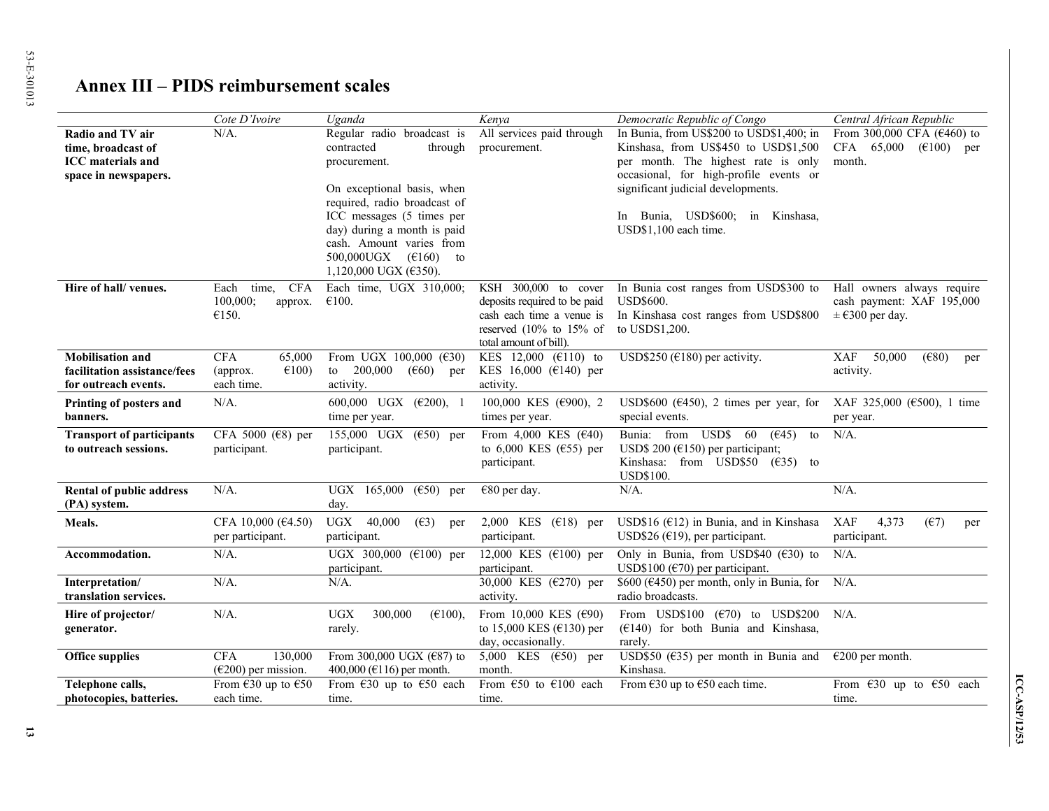## Annex III – PIDS reimbursement scales

| | *Cote D'Ivoire* | *Uganda* | *Kenya* | *Democratic Republic of Congo* | *Central African Republic* |
|---|---|---|---|---|---|
| **Radio and TV air time, broadcast of ICC materials and space in newspapers.** | N/A. | Regular radio broadcast is contracted through procurement.<br><br>On exceptional basis, when required, radio broadcast of ICC messages (5 times per day) during a month is paid cash. Amount varies from 500,000UGX (€160) to 1,120,000 UGX (€350). | All services paid through procurement. | In Bunia, from US$200 to USD$1,400; in Kinshasa, from US$450 to USD$1,500 per month. The highest rate is only occasional, for high-profile events or significant judicial developments.<br><br>In Bunia, USD$600; in Kinshasa, USD$1,100 each time. | From 300,000 CFA (€460) to CFA 65,000 (€100) per month. |
| **Hire of hall/ venues.** | Each time, CFA 100,000; approx. €150. | Each time, UGX 310,000; €100. | KSH 300,000 to cover deposits required to be paid cash each time a venue is reserved (10% to 15% of total amount of bill). | In Bunia cost ranges from USD$300 to USD$600.<br>In Kinshasa cost ranges from USD$800 to USD$1,200. | Hall owners always require cash payment: XAF 195,000 ± €300 per day. |
| **Mobilisation and facilitation assistance/fees for outreach events.** | CFA 65,000 (approx. €100) each time. | From UGX 100,000 (€30) to 200,000 (€60) per activity. | KES 12,000 (€110) to KES 16,000 (€140) per activity. | USD$250 (€180) per activity. | XAF 50,000 (€80) per activity. |
| **Printing of posters and banners.** | N/A. | 600,000 UGX (€200), 1 time per year. | 100,000 KES (€900), 2 times per year. | USD$600 (€450), 2 times per year, for special events. | XAF 325,000 (€500), 1 time per year. |
| **Transport of participants to outreach sessions.** | CFA 5000 (€8) per participant. | 155,000 UGX (€50) per participant. | From 4,000 KES (€40) to 6,000 KES (€55) per participant. | Bunia: from USD$ 60 (€45) to USD$ 200 (€150) per participant;<br>Kinshasa: from USD$50 (€35) to USD$100. | N/A. |
| **Rental of public address (PA) system.** | N/A. | UGX 165,000 (€50) per day. | €80 per day. | N/A. | N/A. |
| **Meals.** | CFA 10,000 (€4.50) per participant. | UGX 40,000 (€3) per participant. | 2,000 KES (€18) per participant. | USD$16 (€12) in Bunia, and in Kinshasa USD$26 (€19), per participant. | XAF 4,373 (€7) per participant. |
| **Accommodation.** | N/A. | UGX 300,000 (€100) per participant. | 12,000 KES (€100) per participant. | Only in Bunia, from USD$40 (€30) to USD$100 (€70) per participant. | N/A. |
| **Interpretation/ translation services.** | N/A. | N/A. | 30,000 KES (€270) per activity. | $600 (€450) per month, only in Bunia, for radio broadcasts. | N/A. |
| **Hire of projector/ generator.** | N/A. | UGX 300,000 (€100), rarely. | From 10,000 KES (€90) to 15,000 KES (€130) per day, occasionally. | From USD$100 (€70) to USD$200 (€140) for both Bunia and Kinshasa, rarely. | N/A. |
| **Office supplies** | CFA 130,000 (€200) per mission. | From 300,000 UGX (€87) to 400,000 (€116) per month. | 5,000 KES (€50) per month. | USD$50 (€35) per month in Bunia and Kinshasa. | €200 per month. |
| **Telephone calls, photocopies, batteries.** | From €30 up to €50 each time. | From €30 up to €50 each time. | From €50 to €100 each time. | From €30 up to €50 each time. | From €30 up to €50 each time. |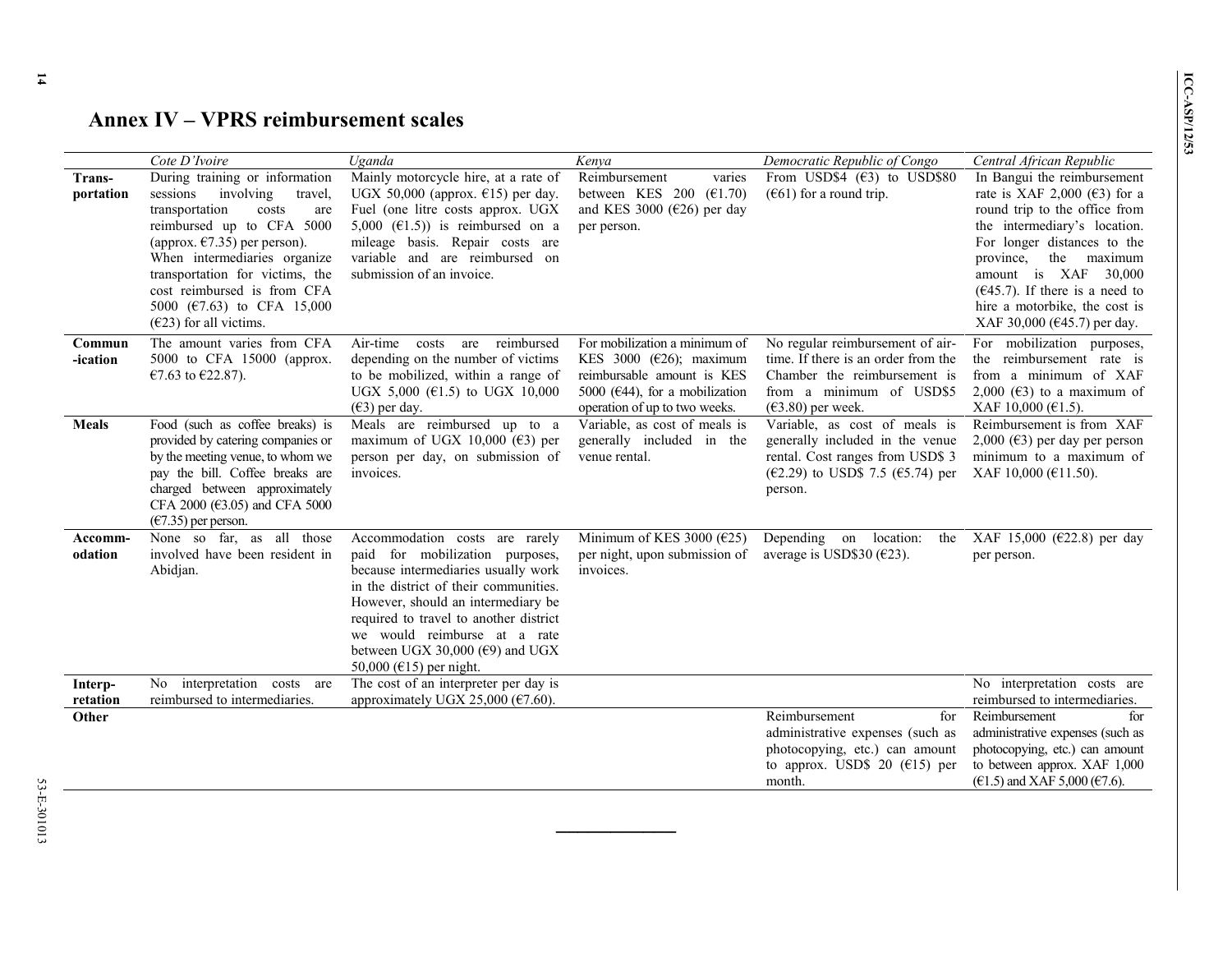# Annex IV – VPRS reimbursement scales

| | *Cote D'Ivoire* | *Uganda* | *Kenya* | *Democratic Republic of Congo* | *Central African Republic* |
|---|---|---|---|---|---|
| **Trans-portation** | During training or information sessions involving travel, transportation costs are reimbursed up to CFA 5000 (approx. €7.35) per person). When intermediaries organize transportation for victims, the cost reimbursed is from CFA 5000 (€7.63) to CFA 15,000 (€23) for all victims. | Mainly motorcycle hire, at a rate of UGX 50,000 (approx. €15) per day. Fuel (one litre costs approx. UGX 5,000 (€1.5)) is reimbursed on a mileage basis. Repair costs are variable and are reimbursed on submission of an invoice. | Reimbursement varies between KES 200 (€1.70) and KES 3000 (€26) per day per person. | From USD$4 (€3) to USD$80 (€61) for a round trip. | In Bangui the reimbursement rate is XAF 2,000 (€3) for a round trip to the office from the intermediary's location. For longer distances to the province, the maximum amount is XAF 30,000 (€45.7). If there is a need to hire a motorbike, the cost is XAF 30,000 (€45.7) per day. |
| **Commun-ication** | The amount varies from CFA 5000 to CFA 15000 (approx. €7.63 to €22.87). | Air-time costs are reimbursed depending on the number of victims to be mobilized, within a range of UGX 5,000 (€1.5) to UGX 10,000 (€3) per day. | For mobilization a minimum of KES 3000 (€26); maximum reimbursable amount is KES 5000 (€44), for a mobilization operation of up to two weeks. | No regular reimbursement of air-time. If there is an order from the Chamber the reimbursement is from a minimum of USD$5 (€3.80) per week. | For mobilization purposes, the reimbursement rate is from a minimum of XAF 2,000 (€3) to a maximum of XAF 10,000 (€1.5). |
| **Meals** | Food (such as coffee breaks) is provided by catering companies or by the meeting venue, to whom we pay the bill. Coffee breaks are charged between approximately CFA 2000 (€3.05) and CFA 5000 (€7.35) per person. | Meals are reimbursed up to a maximum of UGX 10,000 (€3) per person per day, on submission of invoices. | Variable, as cost of meals is generally included in the venue rental. | Variable, as cost of meals is generally included in the venue rental. Cost ranges from USD$ 3 (€2.29) to USD$ 7.5 (€5.74) per person. | Reimbursement is from XAF 2,000 (€3) per day per person minimum to a maximum of XAF 10,000 (€11.50). |
| **Accomm-odation** | None so far, as all those involved have been resident in Abidjan. | Accommodation costs are rarely paid for mobilization purposes, because intermediaries usually work in the district of their communities. However, should an intermediary be required to travel to another district we would reimburse at a rate between UGX 30,000 (€9) and UGX 50,000 (€15) per night. | Minimum of KES 3000 (€25) per night, upon submission of invoices. | Depending on location: the average is USD$30 (€23). | XAF 15,000 (€22.8) per day per person. |
| **Interp-retation** | No interpretation costs are reimbursed to intermediaries. | The cost of an interpreter per day is approximately UGX 25,000 (€7.60). | | | No interpretation costs are reimbursed to intermediaries. |
| **Other** | | | | Reimbursement for administrative expenses (such as photocopying, etc.) can amount to approx. USD$ 20 (€15) per month. | Reimbursement for administrative expenses (such as photocopying, etc.) can amount to between approx. XAF 1,000 (€1.5) and XAF 5,000 (€7.6). |

---